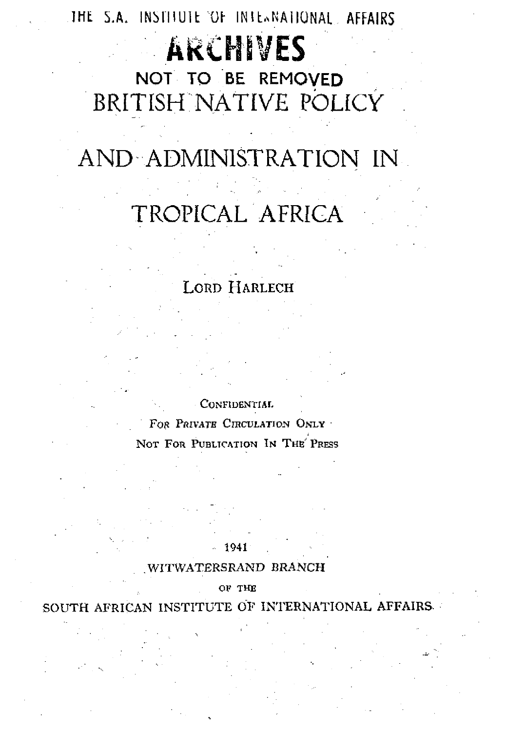THE S.A. INSTITUTE OF INTERNATIONAL AFFAIRS

**ARCHIVES**

NOT TO BE REMOVED

# BRITISH NATIVE POLICY AND ADMINISTRATION IN TROPICAL AFRICA

LORD HARLECH

CONFIDENTIAL

FOR PRIVATE CIRCULATION ONLY

NOT FOR PUBLICATION IN THE PRESS

1941

WITWATERSRAND BRANCH

OF THE

SOUTH AFRICAN INSTITUTE OF INTERNATIONAL AFFAIRS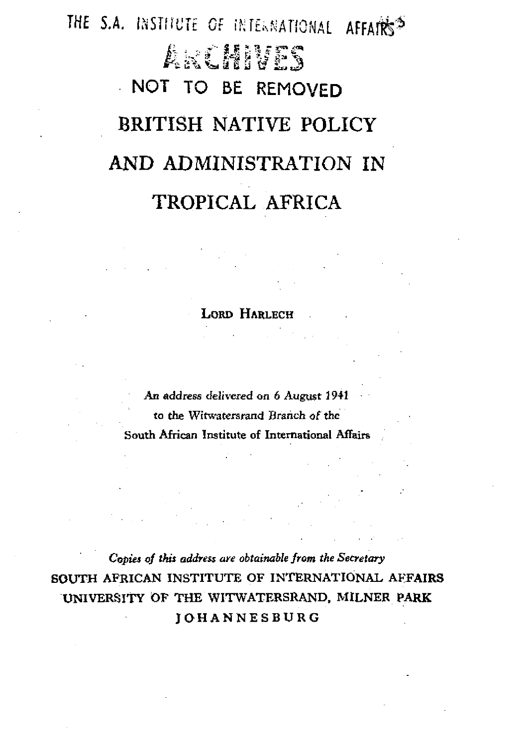THE S.A. INSTITUTE OF INTERNATIONAL AFFAIRS

ARCHIVES

NOT TO BE REMOVED

# BRITISH NATIVE POLICY AND ADMINISTRATION IN TROPICAL AFRICA

LORD HARLECH

*An address delivered on 6 August 1941 to the Witwatersrand Branch of the South African Institute of International Affairs*

*Copies of this address are obtainable from the Secretary*
SOUTH AFRICAN INSTITUTE OF INTERNATIONAL AFFAIRS
UNIVERSITY OF THE WITWATERSRAND, MILNER PARK
JOHANNESBURG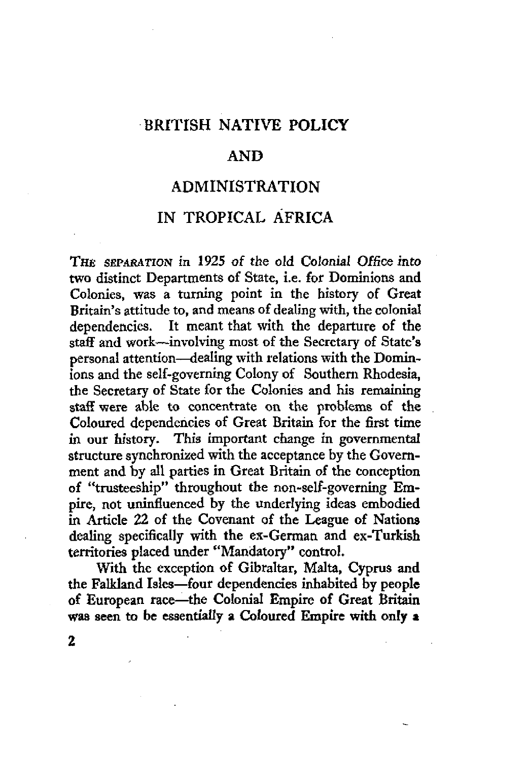# BRITISH NATIVE POLICY

# AND

# ADMINISTRATION

# IN TROPICAL AFRICA

THE SEPARATION in 1925 of the old Colonial Office into two distinct Departments of State, i.e. for Dominions and Colonies, was a turning point in the history of Great Britain's attitude to, and means of dealing with, the colonial dependencies. It meant that with the departure of the staff and work—involving most of the Secretary of State's personal attention—dealing with relations with the Dominions and the self-governing Colony of Southern Rhodesia, the Secretary of State for the Colonies and his remaining staff were able to concentrate on the problems of the Coloured dependencies of Great Britain for the first time in our history. This important change in governmental structure synchronized with the acceptance by the Government and by all parties in Great Britain of the conception of "trusteeship" throughout the non-self-governing Empire, not uninfluenced by the underlying ideas embodied in Article 22 of the Covenant of the League of Nations dealing specifically with the ex-German and ex-Turkish territories placed under "Mandatory" control.

With the exception of Gibraltar, Malta, Cyprus and the Falkland Isles—four dependencies inhabited by people of European race—the Colonial Empire of Great Britain was seen to be essentially a Coloured Empire with only a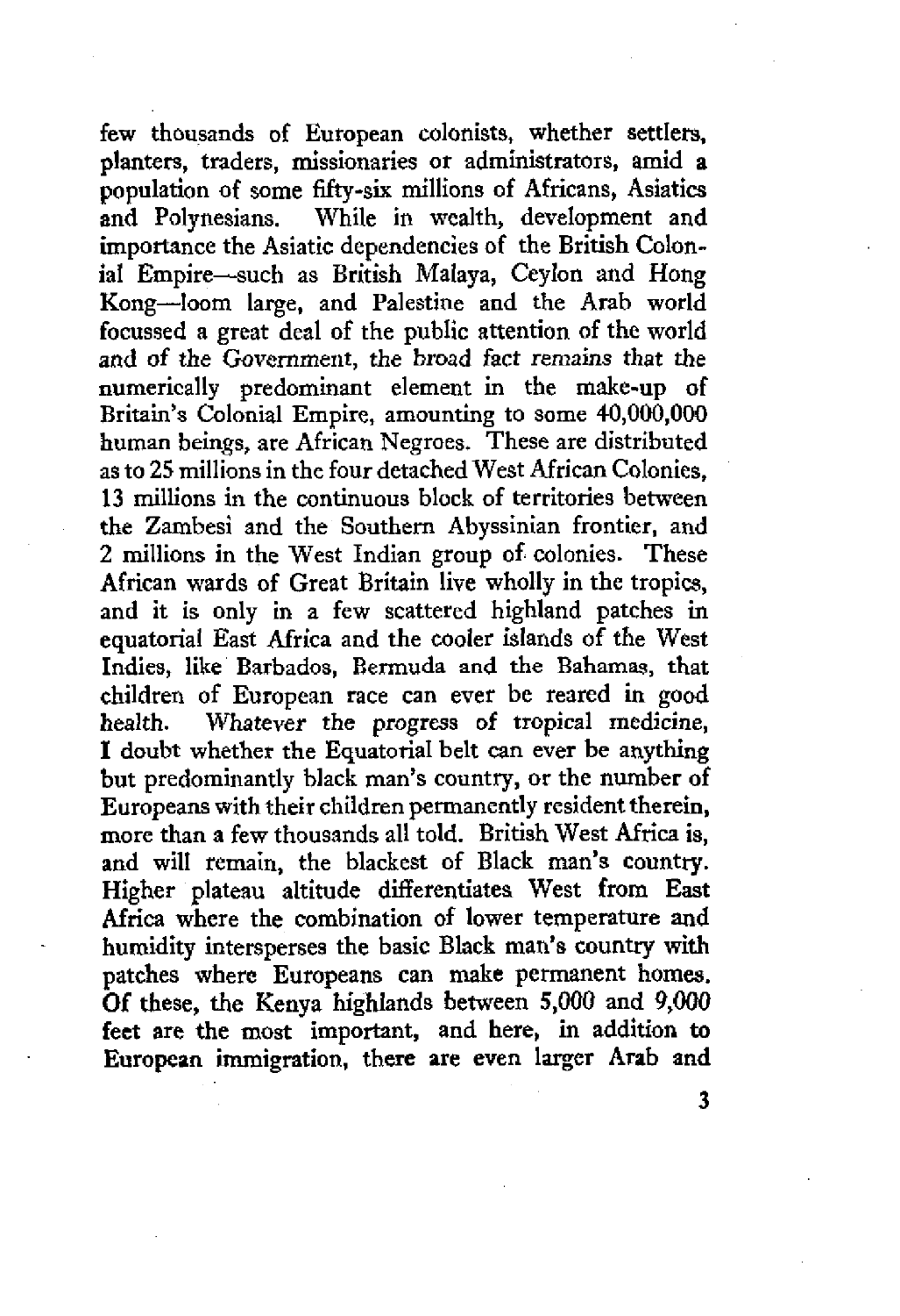few thousands of European colonists, whether settlers, planters, traders, missionaries or administrators, amid a population of some fifty-six millions of Africans, Asiatics and Polynesians. While in wealth, development and importance the Asiatic dependencies of the British Colonial Empire—such as British Malaya, Ceylon and Hong Kong—loom large, and Palestine and the Arab world focussed a great deal of the public attention of the world and of the Government, the broad fact remains that the numerically predominant element in the make-up of Britain's Colonial Empire, amounting to some 40,000,000 human beings, are African Negroes. These are distributed as to 25 millions in the four detached West African Colonies, 13 millions in the continuous block of territories between the Zambesi and the Southern Abyssinian frontier, and 2 millions in the West Indian group of colonies. These African wards of Great Britain live wholly in the tropics, and it is only in a few scattered highland patches in equatorial East Africa and the cooler islands of the West Indies, like Barbados, Bermuda and the Bahamas, that children of European race can ever be reared in good health. Whatever the progress of tropical medicine, I doubt whether the Equatorial belt can ever be anything but predominantly black man's country, or the number of Europeans with their children permanently resident therein, more than a few thousands all told. British West Africa is, and will remain, the blackest of Black man's country. Higher plateau altitude differentiates West from East Africa where the combination of lower temperature and humidity intersperses the basic Black man's country with patches where Europeans can make permanent homes. Of these, the Kenya highlands between 5,000 and 9,000 feet are the most important, and here, in addition to European immigration, there are even larger Arab and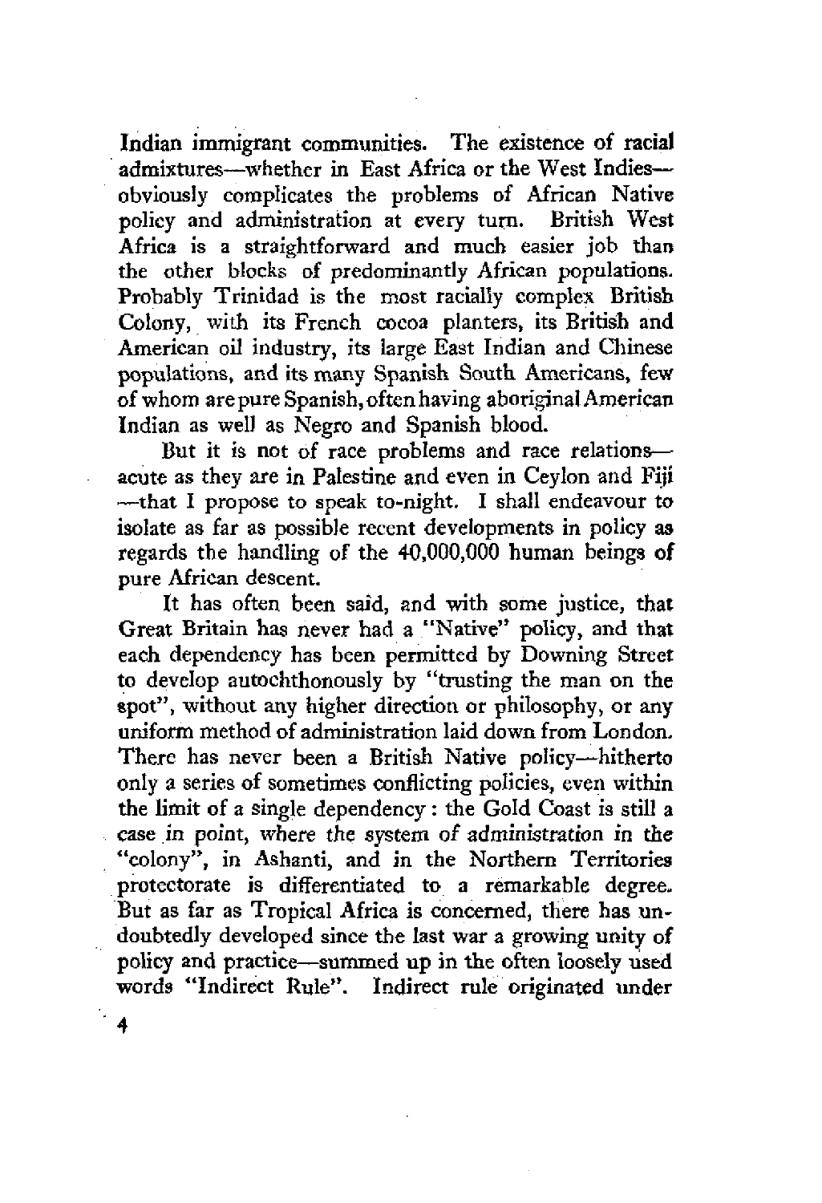Indian immigrant communities. The existence of racial admixtures—whether in East Africa or the West Indies—obviously complicates the problems of African Native policy and administration at every turn. British West Africa is a straightforward and much easier job than the other blocks of predominantly African populations. Probably Trinidad is the most racially complex British Colony, with its French cocoa planters, its British and American oil industry, its large East Indian and Chinese populations, and its many Spanish South Americans, few of whom are pure Spanish, often having aboriginal American Indian as well as Negro and Spanish blood.

But it is not of race problems and race relations—acute as they are in Palestine and even in Ceylon and Fiji—that I propose to speak to-night. I shall endeavour to isolate as far as possible recent developments in policy as regards the handling of the 40,000,000 human beings of pure African descent.

It has often been said, and with some justice, that Great Britain has never had a "Native" policy, and that each dependency has been permitted by Downing Street to develop autochthonously by "trusting the man on the spot", without any higher direction or philosophy, or any uniform method of administration laid down from London. There has never been a British Native policy—hitherto only a series of sometimes conflicting policies, even within the limit of a single dependency: the Gold Coast is still a case *in* point, where *the* system of *administration in the* "colony", in Ashanti, and in the Northern Territories protectorate is differentiated to a remarkable degree. But as far as Tropical Africa is concerned, there has undoubtedly developed since the last war a growing unity of policy and practice—summed up in the often loosely used words "Indirect Rule". Indirect rule originated under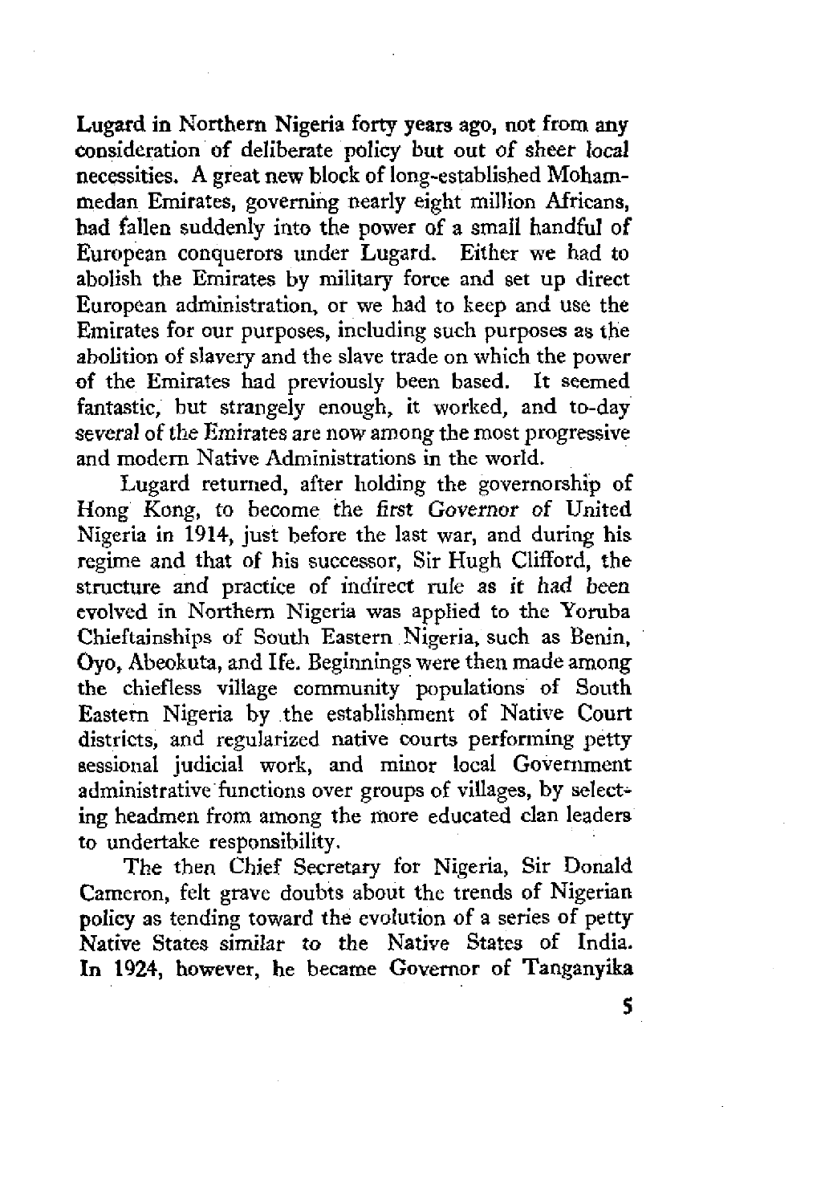Lugard in Northern Nigeria forty years ago, not from any consideration of deliberate policy but out of sheer local necessities. A great new block of long-established Mohammedan Emirates, governing nearly eight million Africans, had fallen suddenly into the power of a small handful of European conquerors under Lugard. Either we had to abolish the Emirates by military force and set up direct European administration, or we had to keep and use the Emirates for our purposes, including such purposes as the abolition of slavery and the slave trade on which the power of the Emirates had previously been based. It seemed fantastic, but strangely enough, it worked, and to-day several of the Emirates are now among the most progressive and modern Native Administrations in the world.

Lugard returned, after holding the governorship of Hong Kong, to become the first Governor of United Nigeria in 1914, just before the last war, and during his regime and that of his successor, Sir Hugh Clifford, the structure and practice of indirect rule as it had been evolved in Northern Nigeria was applied to the Yoruba Chieftainships of South Eastern Nigeria, such as Benin, Oyo, Abeokuta, and Ife. Beginnings were then made among the chiefless village community populations of South Eastern Nigeria by the establishment of Native Court districts, and regularized native courts performing petty sessional judicial work, and minor local Government administrative functions over groups of villages, by selecting headmen from among the more educated clan leaders to undertake responsibility.

The then Chief Secretary for Nigeria, Sir Donald Cameron, felt grave doubts about the trends of Nigerian policy as tending toward the evolution of a series of petty Native States similar to the Native States of India. In 1924, however, he became Governor of Tanganyika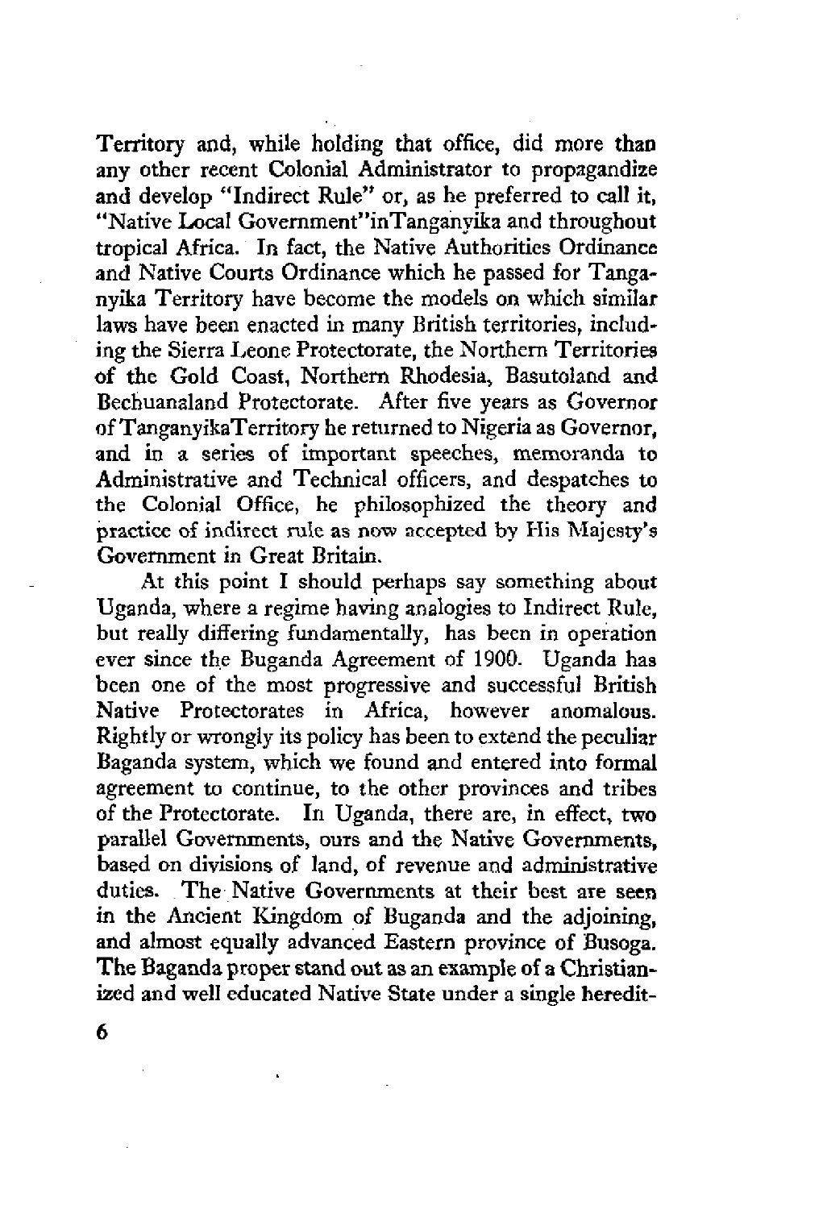Territory and, while holding that office, did more than any other recent Colonial Administrator to propagandize and develop "Indirect Rule" or, as he preferred to call it, "Native Local Government"inTanganyika and throughout tropical Africa. In fact, the Native Authorities Ordinance and Native Courts Ordinance which he passed for Tanganyika Territory have become the models on which similar laws have been enacted in many British territories, including the Sierra Leone Protectorate, the Northern Territories of the Gold Coast, Northern Rhodesia, Basutoland and Bechuanaland Protectorate. After five years as Governor of TanganyikaTerritory he returned to Nigeria as Governor, and in a series of important speeches, memoranda to Administrative and Technical officers, and despatches to the Colonial Office, he philosophized the theory and practice of indirect rule as now accepted by His Majesty's Government in Great Britain.

At this point I should perhaps say something about Uganda, where a regime having analogies to Indirect Rule, but really differing fundamentally, has been in operation ever since the Buganda Agreement of 1900. Uganda has been one of the most progressive and successful British Native Protectorates in Africa, however anomalous. Rightly or wrongly its policy has been to extend the peculiar Baganda system, which we found and entered into formal agreement to continue, to the other provinces and tribes of the Protectorate. In Uganda, there are, in effect, two parallel Governments, ours and the Native Governments, based on divisions of land, of revenue and administrative duties. The Native Governments at their best are seen in the Ancient Kingdom of Buganda and the adjoining, and almost equally advanced Eastern province of Busoga. The Baganda proper stand out as an example of a Christianized and well educated Native State under a single heredit-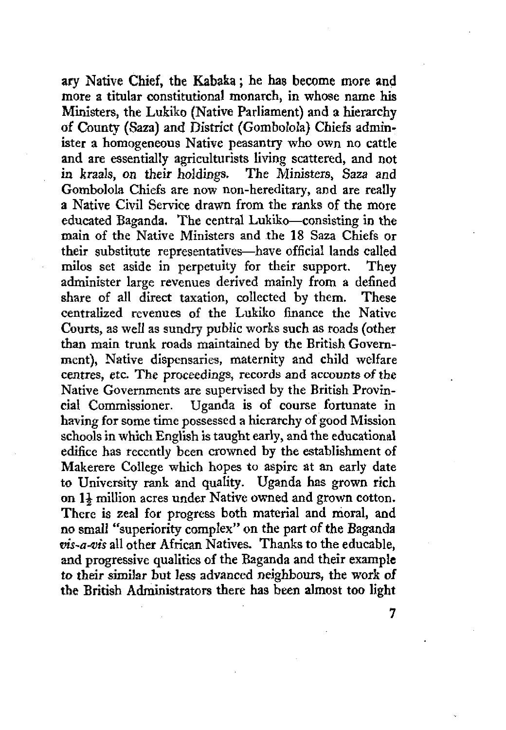ary Native Chief, the Kabaka; he has become more and more a titular constitutional monarch, in whose name his Ministers, the Lukiko (Native Parliament) and a hierarchy of County (Saza) and District (Gombolola) Chiefs administer a homogeneous Native peasantry who own no cattle and are essentially agriculturists living scattered, and not in *kraals*, on their holdings. The Ministers, Saza and Gombolola Chiefs are now non-hereditary, and are really a Native Civil Service drawn from the ranks of the more educated Baganda. The central Lukiko—consisting in the main of the Native Ministers and the 18 Saza Chiefs or their substitute representatives—have official lands called milos set aside in perpetuity for their support. They administer large revenues derived mainly from a defined share of all direct taxation, collected by them. These centralized revenues of the Lukiko finance the Native Courts, as well as sundry public works such as roads (other than main trunk roads maintained by the British Government), Native dispensaries, maternity and child welfare centres, etc. The proceedings, records and accounts of the Native Governments are supervised by the British Provincial Commissioner. Uganda is of course fortunate in having for some time possessed a hierarchy of good Mission schools in which English is taught early, and the educational edifice has recently been crowned by the establishment of Makerere College which hopes to aspire at an early date to University rank and quality. Uganda has grown rich on 1½ million acres under Native owned and grown cotton. There is zeal for progress both material and moral, and no small "superiority complex" on the part of the Baganda *vis-a-vis* all other African Natives. Thanks to the educable, and progressive qualities of the Baganda and their example to their similar but less advanced neighbours, the work of the British Administrators there has been almost too light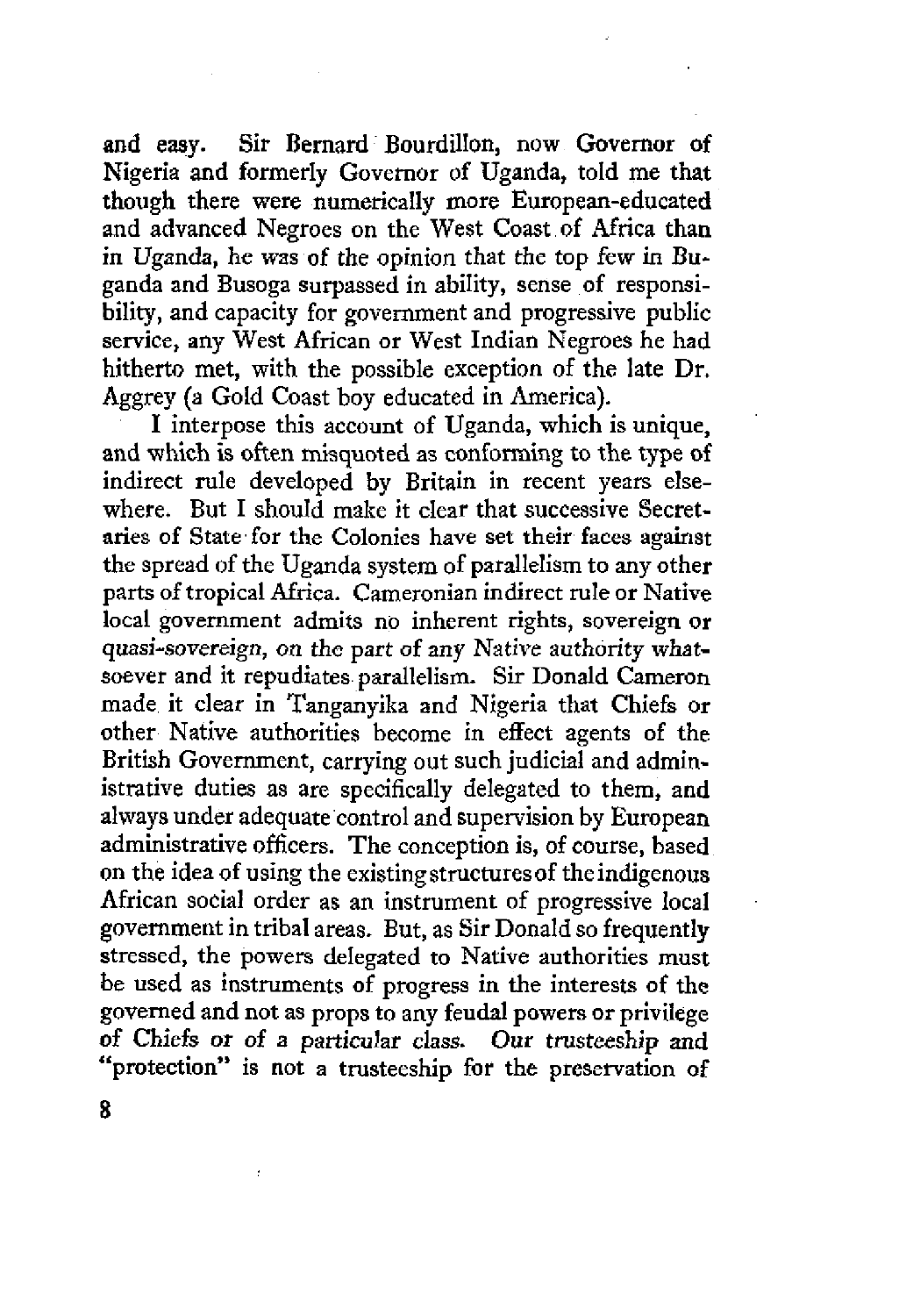and easy. Sir Bernard Bourdillon, now Governor of Nigeria and formerly Governor of Uganda, told me that though there were numerically more European-educated and advanced Negroes on the West Coast of Africa than in Uganda, he was of the opinion that the top few in Buganda and Busoga surpassed in ability, sense of responsibility, and capacity for government and progressive public service, any West African or West Indian Negroes he had hitherto met, with the possible exception of the late Dr. Aggrey (a Gold Coast boy educated in America).

I interpose this account of Uganda, which is unique, and which is often misquoted as conforming to the type of indirect rule developed by Britain in recent years elsewhere. But I should make it clear that successive Secretaries of State for the Colonies have set their faces against the spread of the Uganda system of parallelism to any other parts of tropical Africa. Cameronian indirect rule or Native local government admits no inherent rights, sovereign or quasi-sovereign, on the part of any Native authority whatsoever and it repudiates parallelism. Sir Donald Cameron made it clear in Tanganyika and Nigeria that Chiefs or other Native authorities become in effect agents of the British Government, carrying out such judicial and administrative duties as are specifically delegated to them, and always under adequate control and supervision by European administrative officers. The conception is, of course, based on the idea of using the existing structures of the indigenous African social order as an instrument of progressive local government in tribal areas. But, as Sir Donald so frequently stressed, the powers delegated to Native authorities must be used as instruments of progress in the interests of the governed and not as props to any feudal powers or privilege of Chiefs or of a particular class. *Our trusteeship* and "protection" is not a trusteeship for the preservation of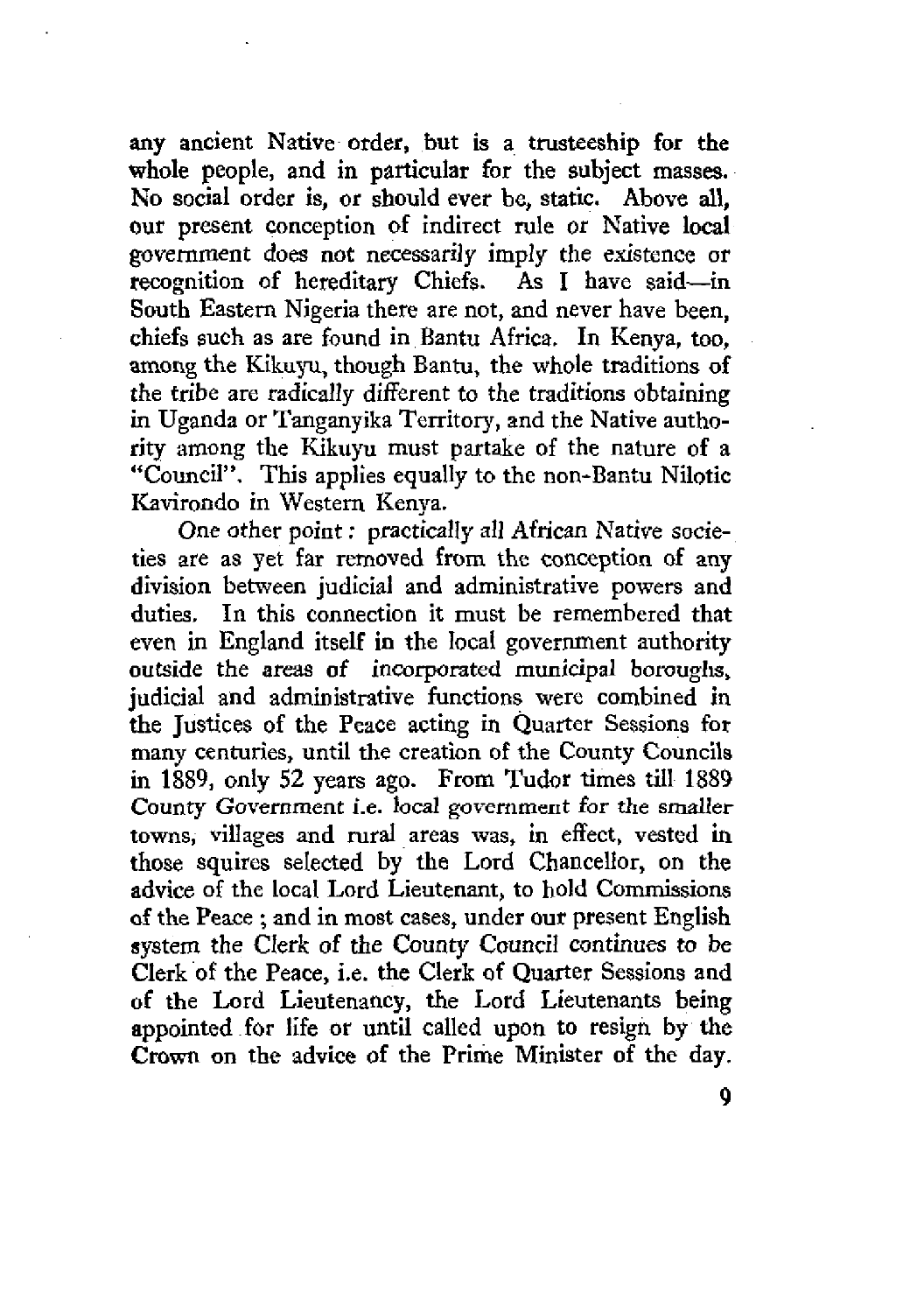any ancient Native order, but is a trusteeship for the whole people, and in particular for the subject masses. No social order is, or should ever be, static. Above all, our present conception of indirect rule or Native local government does not necessarily imply the existence or recognition of hereditary Chiefs. As I have said—in South Eastern Nigeria there are not, and never have been, chiefs such as are found in Bantu Africa. In Kenya, too, among the Kikuyu, though Bantu, the whole traditions of the tribe are radically different to the traditions obtaining in Uganda or Tanganyika Territory, and the Native authority among the Kikuyu must partake of the nature of a "Council". This applies equally to the non-Bantu Nilotic Kavirondo in Western Kenya.

One other point: practically all African Native societies are as yet far removed from the conception of any division between judicial and administrative powers and duties. In this connection it must be remembered that even in England itself in the local government authority outside the areas of incorporated municipal boroughs, judicial and administrative functions were combined in the Justices of the Peace acting in Quarter Sessions for many centuries, until the creation of the County Councils in 1889, only 52 years ago. From Tudor times till 1889 County Government i.e. local government for the smaller towns, villages and rural areas was, in effect, vested in those squires selected by the Lord Chancellor, on the advice of the local Lord Lieutenant, to hold Commissions of the Peace; and in most cases, under our present English system the Clerk of the County Council continues to be Clerk of the Peace, i.e. the Clerk of Quarter Sessions and of the Lord Lieutenancy, the Lord Lieutenants being appointed for life or until called upon to resign by the Crown on the advice of the Prime Minister of the day.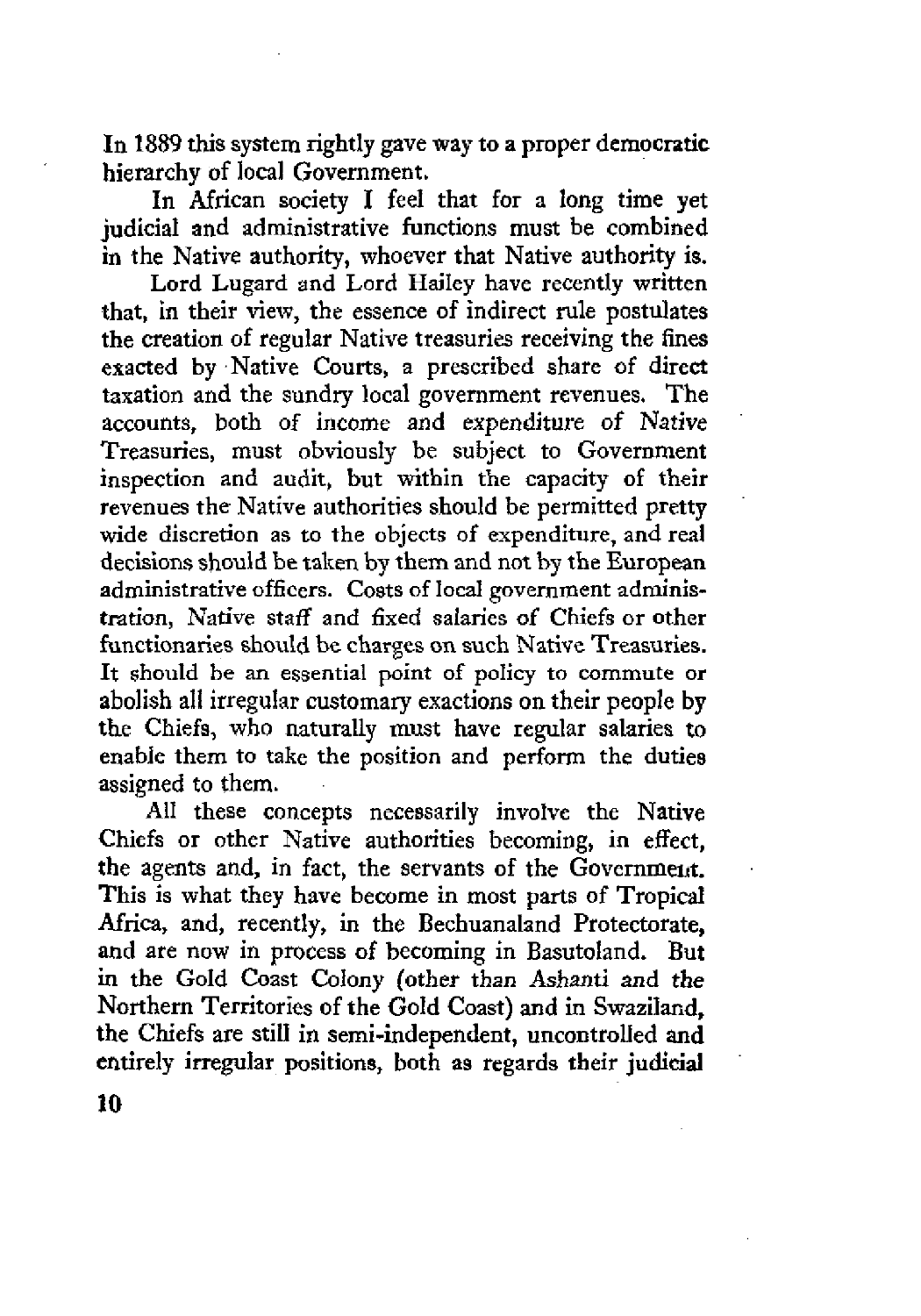In 1889 this system rightly gave way to a proper democratic hierarchy of local Government.

In African society I feel that for a long time yet judicial and administrative functions must be combined in the Native authority, whoever that Native authority is.

Lord Lugard and Lord Hailey have recently written that, in their view, the essence of indirect rule postulates the creation of regular Native treasuries receiving the fines exacted by Native Courts, a prescribed share of direct taxation and the sundry local government revenues. The accounts, both of income and expenditure of Native Treasuries, must obviously be subject to Government inspection and audit, but within the capacity of their revenues the Native authorities should be permitted pretty wide discretion as to the objects of expenditure, and real decisions should be taken by them and not by the European administrative officers. Costs of local government administration, Native staff and fixed salaries of Chiefs or other functionaries should be charges on such Native Treasuries. It should be an essential point of policy to commute or abolish all irregular customary exactions on their people by the Chiefs, who naturally must have regular salaries to enable them to take the position and perform the duties assigned to them.

All these concepts necessarily involve the Native Chiefs or other Native authorities becoming, in effect, the agents and, in fact, the servants of the Government. This is what they have become in most parts of Tropical Africa, and, recently, in the Bechuanaland Protectorate, and are now in process of becoming in Basutoland. But in the Gold Coast Colony (other than Ashanti and the Northern Territories of the Gold Coast) and in Swaziland, the Chiefs are still in semi-independent, uncontrolled and entirely irregular positions, both as regards their judicial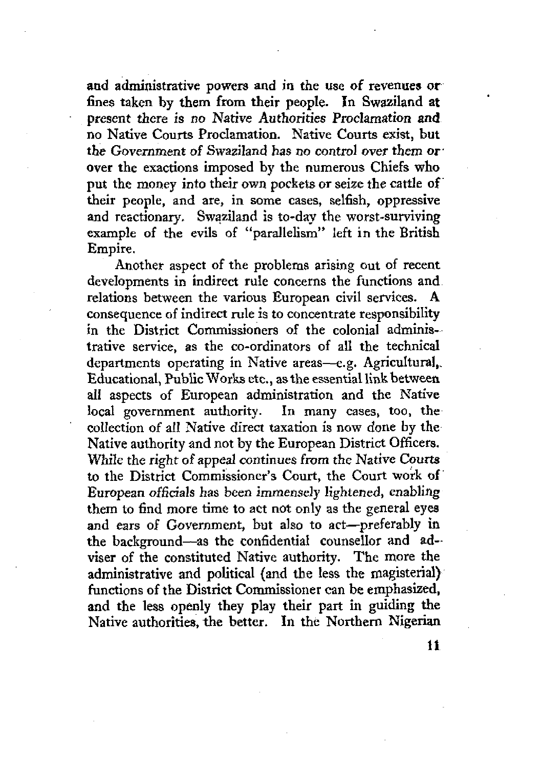and administrative powers and in the use of revenues or fines taken by them from their people. In Swaziland at present there is no Native Authorities Proclamation and no Native Courts Proclamation. Native Courts exist, but the Government of Swaziland has no control over them or over the exactions imposed by the numerous Chiefs who put the money into their own pockets or seize the cattle of their people, and are, in some cases, selfish, oppressive and reactionary. Swaziland is to-day the worst-surviving example of the evils of "parallelism" left in the British Empire.

Another aspect of the problems arising out of recent developments in indirect rule concerns the functions and relations between the various European civil services. A consequence of indirect rule is to concentrate responsibility in the District Commissioners of the colonial administrative service, as the co-ordinators of all the technical departments operating in Native areas—e.g. Agricultural, Educational, Public Works etc., as the essential link between all aspects of European administration and the Native local government authority. In many cases, too, the collection of all Native direct taxation is now done by the Native authority and not by the European District Officers. While the right of appeal continues from the Native Courts to the District Commissioner's Court, the Court work of European officials has been immensely lightened, enabling them to find more time to act not only as the general eyes and ears of Government, but also to act—preferably in the background—as the confidential counsellor and adviser of the constituted Native authority. The more the administrative and political (and the less the magisterial) functions of the District Commissioner can be emphasized, and the less openly they play their part in guiding the Native authorities, the better. In the Northern Nigerian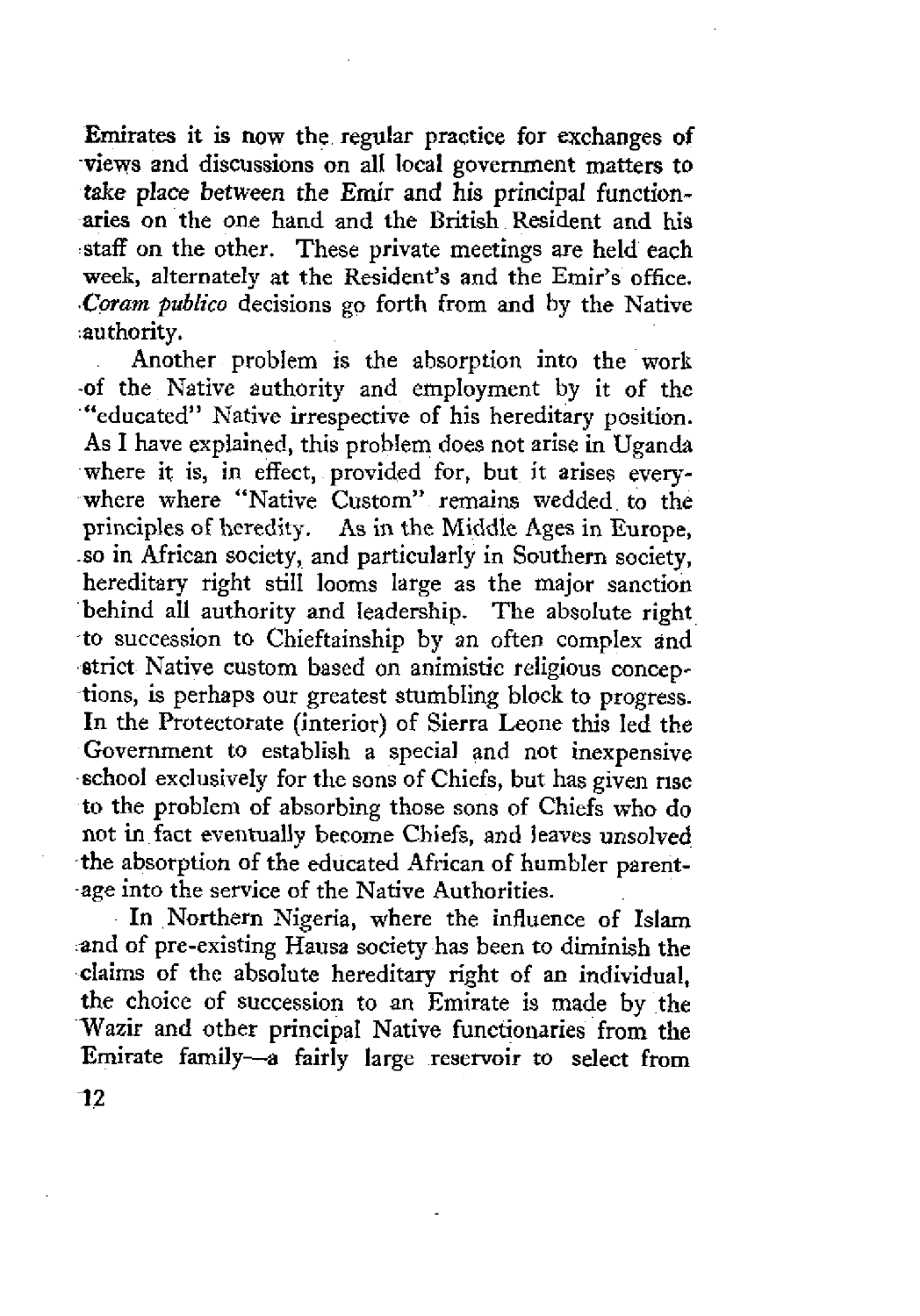Emirates it is now the regular practice for exchanges of views and discussions on all local government matters to take place between the Emir and his principal functionaries on the one hand and the British Resident and his staff on the other. These private meetings are held each week, alternately at the Resident's and the Emir's office. *Coram publico* decisions go forth from and by the Native authority.

Another problem is the absorption into the work of the Native authority and employment by it of the "educated" Native irrespective of his hereditary position. As I have explained, this problem does not arise in Uganda where it is, in effect, provided for, but it arises everywhere where "Native Custom" remains wedded to the principles of heredity. As in the Middle Ages in Europe, so in African society, and particularly in Southern society, hereditary right still looms large as the major sanction behind all authority and leadership. The absolute right to succession to Chieftainship by an often complex and strict Native custom based on animistic religious conceptions, is perhaps our greatest stumbling block to progress. In the Protectorate (interior) of Sierra Leone this led the Government to establish a special and not inexpensive school exclusively for the sons of Chiefs, but has given rise to the problem of absorbing those sons of Chiefs who do not in fact eventually become Chiefs, and leaves unsolved the absorption of the educated African of humbler parentage into the service of the Native Authorities.

In Northern Nigeria, where the influence of Islam and of pre-existing Hausa society has been to diminish the claims of the absolute hereditary right of an individual, the choice of succession to an Emirate is made by the Wazir and other principal Native functionaries from the Emirate family—a fairly large reservoir to select from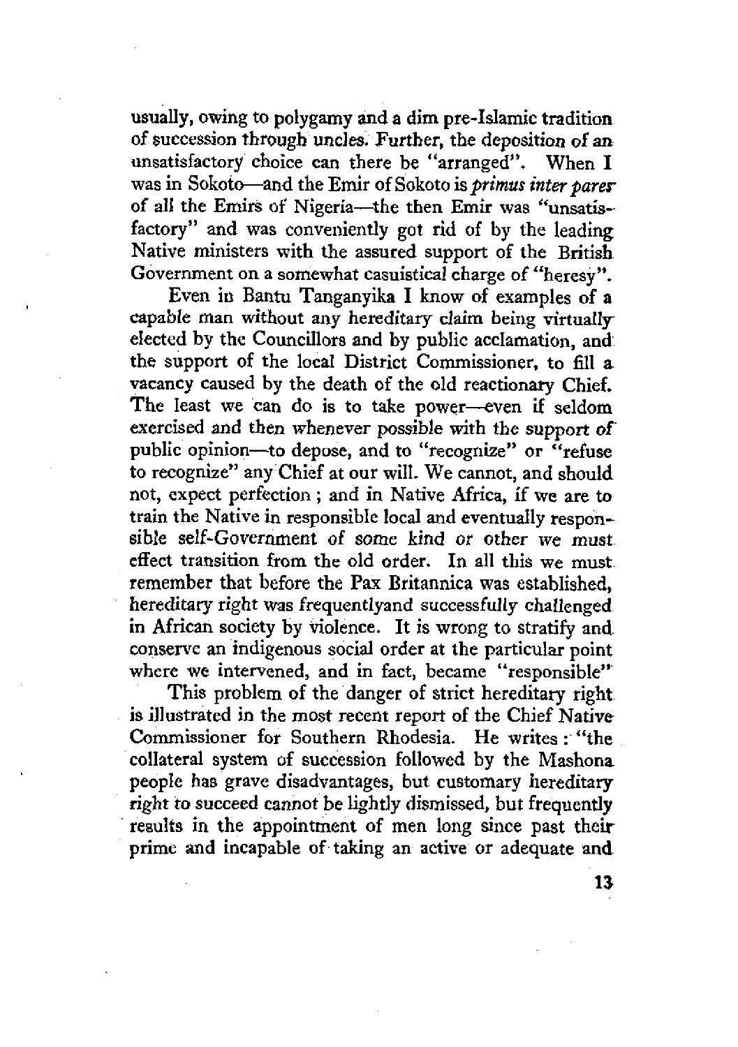usually, owing to polygamy and a dim pre-Islamic tradition of succession through uncles. Further, the deposition of an unsatisfactory choice can there be "arranged". When I was in Sokoto—and the Emir of Sokoto is *primus inter pares* of all the Emirs of Nigeria—the then Emir was "unsatisfactory" and was conveniently got rid of by the leading Native ministers with the assured support of the British Government on a somewhat casuistical charge of "heresy".

Even in Bantu Tanganyika I know of examples of a capable man without any hereditary claim being virtually elected by the Councillors and by public acclamation, and the support of the local District Commissioner, to fill a vacancy caused by the death of the old reactionary Chief. The least we can do is to take power—even if seldom exercised and then whenever possible with the support of public opinion—to depose, and to "recognize" or "refuse to recognize" any Chief at our will. We cannot, and should not, expect perfection ; and in Native Africa, if we are to train the Native in responsible local and eventually responsible self-Government of some kind or other we must effect transition from the old order. In all this we must remember that before the Pax Britannica was established, hereditary right was frequentlyand successfully challenged in African society by violence. It is wrong to stratify and conserve an indigenous social order at the particular point where we intervened, and in fact, became "responsible"

This problem of the danger of strict hereditary right is illustrated in the most recent report of the Chief Native Commissioner for Southern Rhodesia. He writes : "the collateral system of succession followed by the Mashona people has grave disadvantages, but customary hereditary right to succeed cannot be lightly dismissed, but frequently results in the appointment of men long since past their prime and incapable of taking an active or adequate and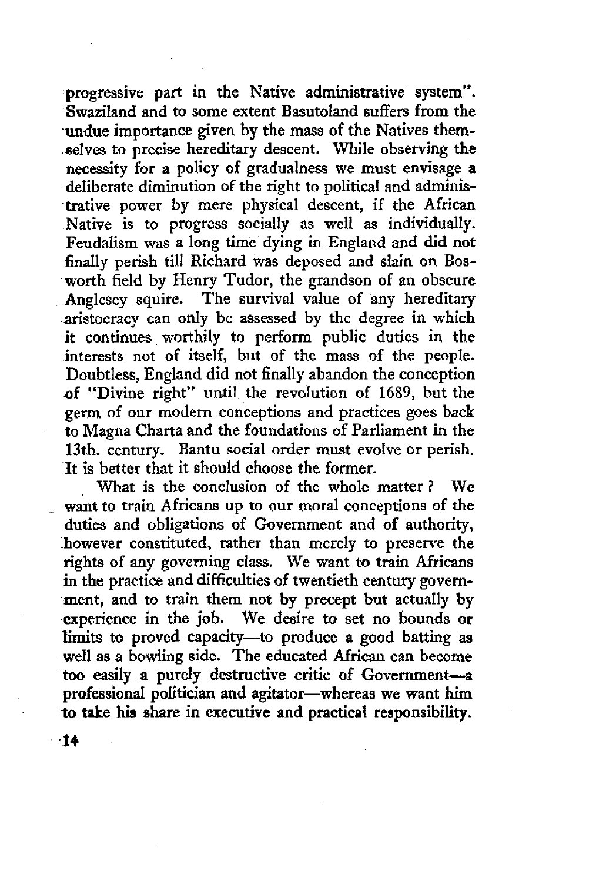progressive part in the Native administrative system". Swaziland and to some extent Basutoland suffers from the undue importance given by the mass of the Natives themselves to precise hereditary descent. While observing the necessity for a policy of gradualness we must envisage a deliberate diminution of the right to political and administrative power by mere physical descent, if the African Native is to progress socially as well as individually. Feudalism was a long time dying in England and did not finally perish till Richard was deposed and slain on Bosworth field by Henry Tudor, the grandson of an obscure Anglesey squire. The survival value of any hereditary aristocracy can only be assessed by the degree in which it continues worthily to perform public duties in the interests not of itself, but of the mass of the people. Doubtless, England did not finally abandon the conception of "Divine right" until the revolution of 1689, but the germ of our modern conceptions and practices goes back to Magna Charta and the foundations of Parliament in the 13th. century. Bantu social order must evolve or perish. It is better that it should choose the former.

What is the conclusion of the whole matter? We want to train Africans up to our moral conceptions of the duties and obligations of Government and of authority, however constituted, rather than merely to preserve the rights of any governing class. We want to train Africans in the practice and difficulties of twentieth century government, and to train them not by precept but actually by experience in the job. We desire to set no bounds or limits to proved capacity—to produce a good batting as well as a bowling side. The educated African can become too easily a purely destructive critic of Government—a professional politician and agitator—whereas we want him to take his share in executive and practical responsibility.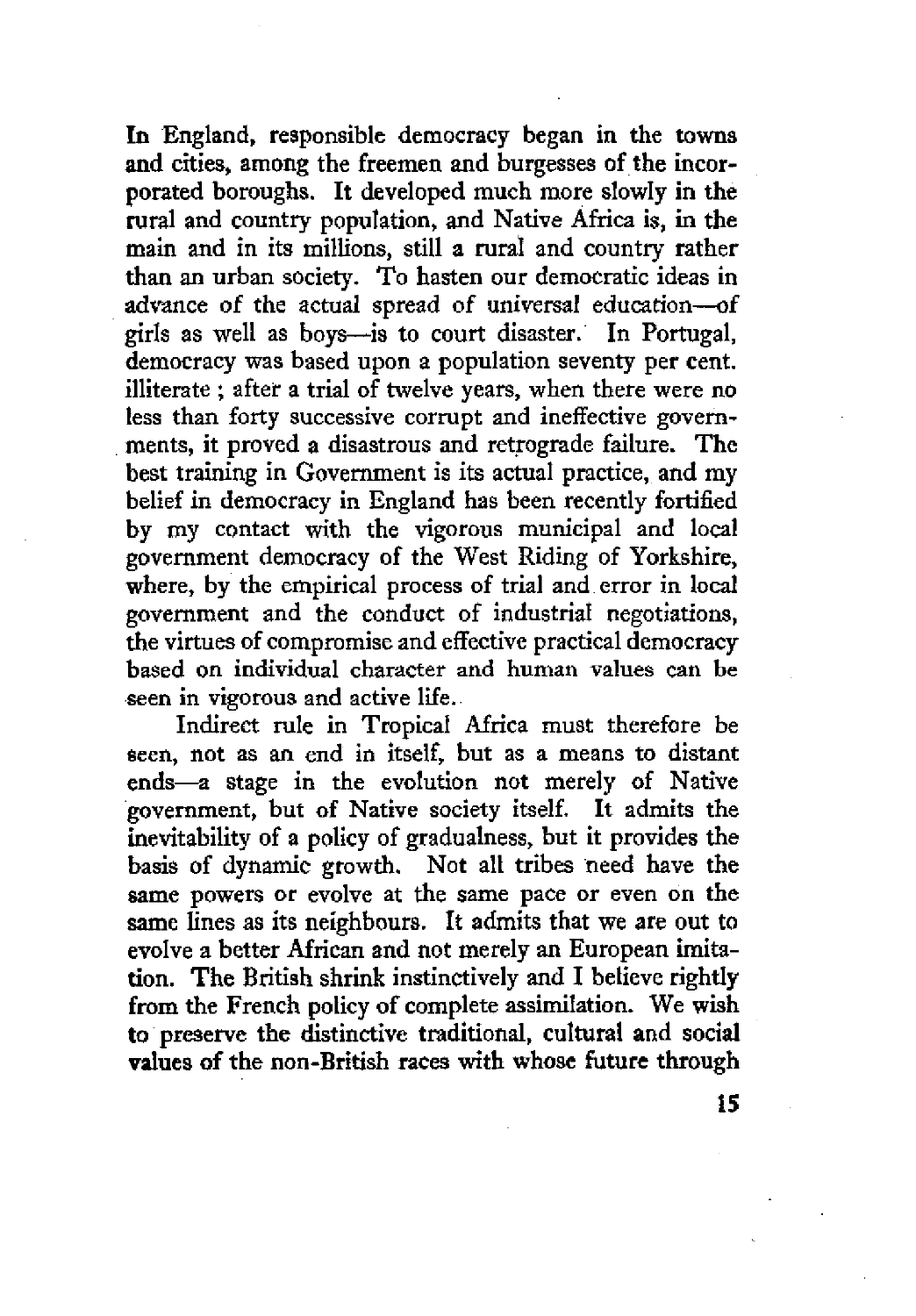In England, responsible democracy began in the towns and cities, among the freemen and burgesses of the incorporated boroughs. It developed much more slowly in the rural and country population, and Native Africa is, in the main and in its millions, still a rural and country rather than an urban society. To hasten our democratic ideas in advance of the actual spread of universal education—of girls as well as boys—is to court disaster. In Portugal, democracy was based upon a population seventy per cent. illiterate ; after a trial of twelve years, when there were no less than forty successive corrupt and ineffective governments, it proved a disastrous and retrograde failure. The best training in Government is its actual practice, and my belief in democracy in England has been recently fortified by my contact with the vigorous municipal and local government democracy of the West Riding of Yorkshire, where, by the empirical process of trial and error in local government and the conduct of industrial negotiations, the virtues of compromise and effective practical democracy based on individual character and human values can be seen in vigorous and active life.

Indirect rule in Tropical Africa must therefore be seen, not as an end in itself, but as a means to distant ends—a stage in the evolution not merely of Native government, but of Native society itself. It admits the inevitability of a policy of gradualness, but it provides the basis of dynamic growth. Not all tribes need have the same powers or evolve at the same pace or even on the same lines as its neighbours. It admits that we are out to evolve a better African and not merely an European imitation. The British shrink instinctively and I believe rightly from the French policy of complete assimilation. We wish to preserve the distinctive traditional, cultural and social values of the non-British races with whose future through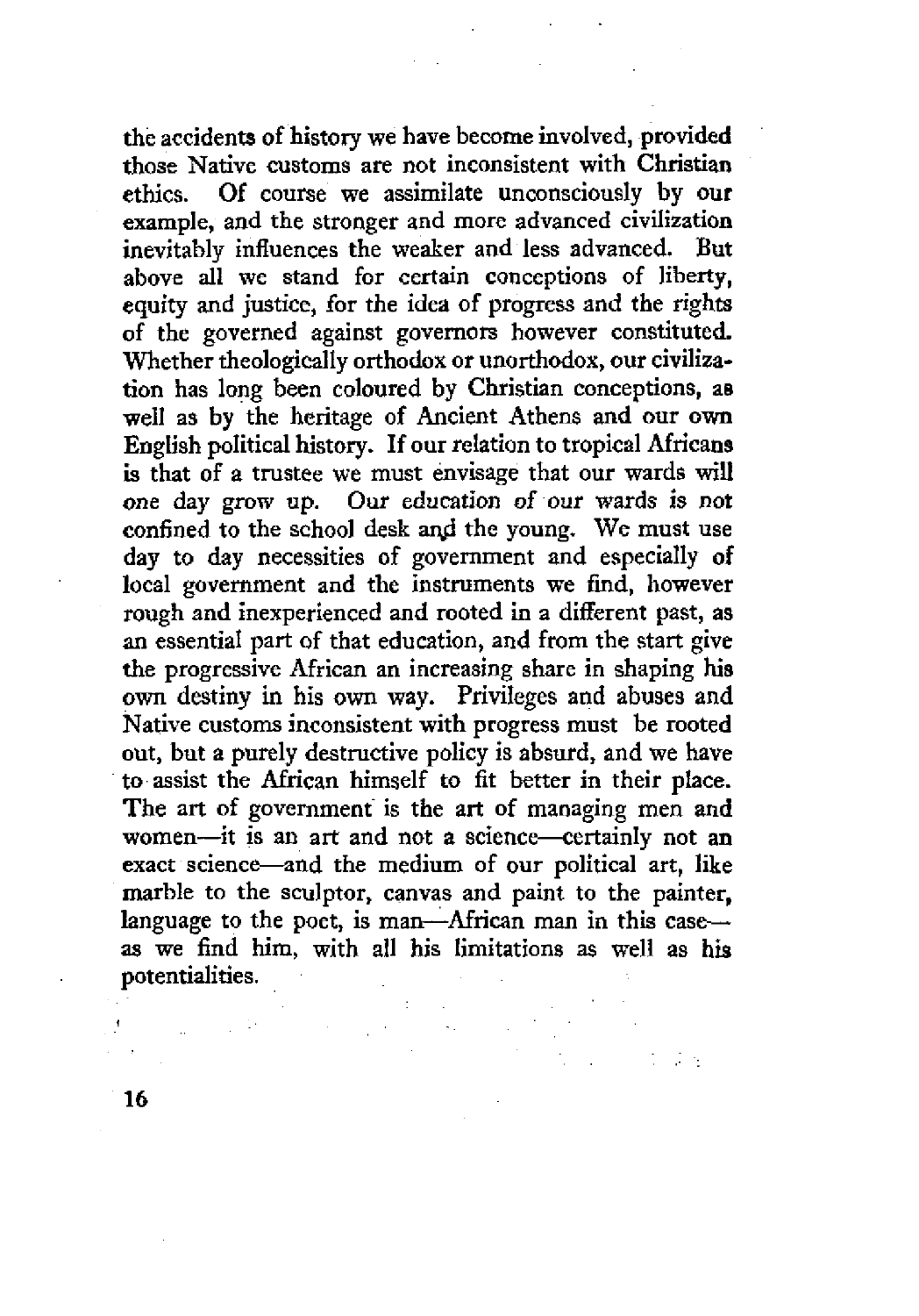the accidents of history we have become involved, provided those Native customs are not inconsistent with Christian ethics. Of course we assimilate unconsciously by our example, and the stronger and more advanced civilization inevitably influences the weaker and less advanced. But above all we stand for certain conceptions of liberty, equity and justice, for the idea of progress and the rights of the governed against governors however constituted. Whether theologically orthodox or unorthodox, our civilization has long been coloured by Christian conceptions, as well as by the heritage of Ancient Athens and our own English political history. If our relation to tropical Africans is that of a trustee we must envisage that our wards will one day grow up. Our education of our wards is not confined to the school desk and the young. We must use day to day necessities of government and especially of local government and the instruments we find, however rough and inexperienced and rooted in a different past, as an essential part of that education, and from the start give the progressive African an increasing share in shaping his own destiny in his own way. Privileges and abuses and Native customs inconsistent with progress must be rooted out, but a purely destructive policy is absurd, and we have to assist the African himself to fit better in their place. The art of government is the art of managing men and women—it is an art and not a science—certainly not an exact science—and the medium of our political art, like marble to the sculptor, canvas and paint to the painter, language to the poet, is man—African man in this case—as we find him, with all his limitations as well as his potentialities.